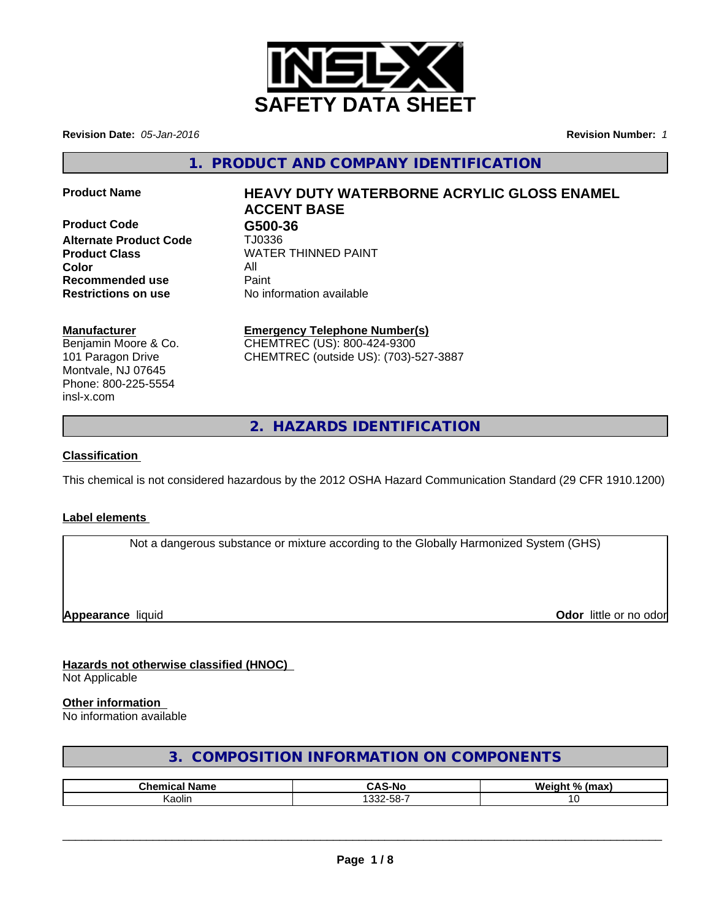# SAFETY DATA SHEET

**Revision Date:** *05-Jan-2016* **Revision Number:** *1*

## 1. PRODUCT AND COMPANY IDENTIFICATION

| | |
|---|---|
| **Product Name** | **HEAVY DUTY WATERBORNE ACRYLIC GLOSS ENAMEL ACCENT BASE** |
| **Product Code** | **G500-36** |
| **Alternate Product Code** | TJ0336 |
| **Product Class** | WATER THINNED PAINT |
| **Color** | All |
| **Recommended use** | Paint |
| **Restrictions on use** | No information available |

**Manufacturer**
Benjamin Moore & Co.
101 Paragon Drive
Montvale, NJ 07645
Phone: 800-225-5554
insl-x.com

**Emergency Telephone Number(s)**
CHEMTREC (US): 800-424-9300
CHEMTREC (outside US): (703)-527-3887

## 2. HAZARDS IDENTIFICATION

### Classification

This chemical is not considered hazardous by the 2012 OSHA Hazard Communication Standard (29 CFR 1910.1200)

### Label elements

Not a dangerous substance or mixture according to the Globally Harmonized System (GHS)

**Appearance** liquid **Odor** little or no odor

### Hazards not otherwise classified (HNOC)

Not Applicable

### Other information

No information available

## 3. COMPOSITION INFORMATION ON COMPONENTS

| Chemical Name | CAS-No | Weight % (max) |
|---|---|---|
| Kaolin | 1332-58-7 | 10 |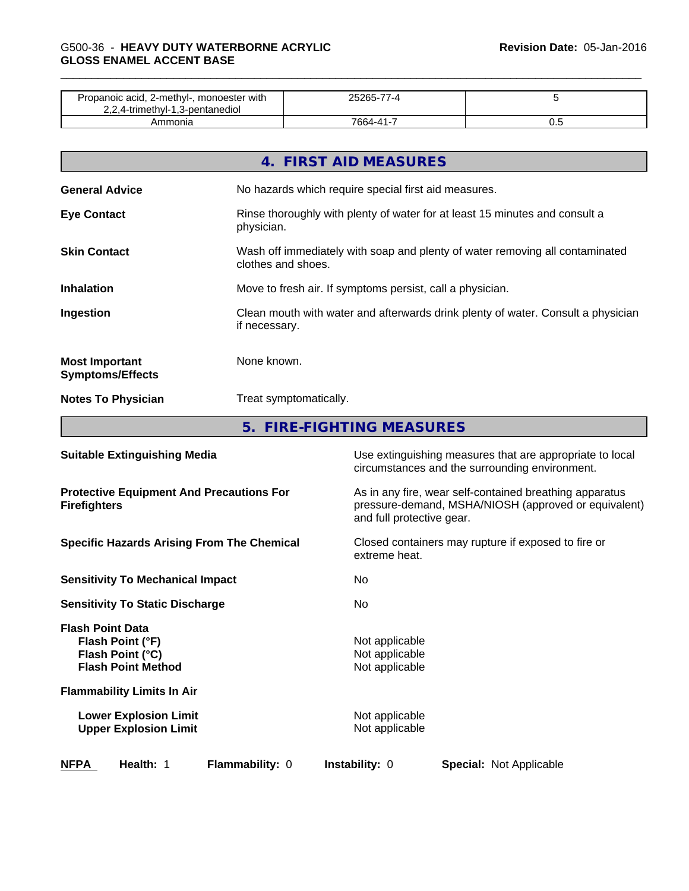| Propanoic acid, 2-methyl-, monoester with 2,2,4-trimethyl-1,3-pentanediol | 25265-77-4 | 5 |
| --- | --- | --- |
| Ammonia | 7664-41-7 | 0.5 |

## 4. FIRST AID MEASURES

**General Advice** No hazards which require special first aid measures.

**Eye Contact** Rinse thoroughly with plenty of water for at least 15 minutes and consult a physician.

**Skin Contact** Wash off immediately with soap and plenty of water removing all contaminated clothes and shoes.

**Inhalation** Move to fresh air. If symptoms persist, call a physician.

**Ingestion** Clean mouth with water and afterwards drink plenty of water. Consult a physician if necessary.

**Most Important Symptoms/Effects** None known.

**Notes To Physician** Treat symptomatically.

## 5. FIRE-FIGHTING MEASURES

**Suitable Extinguishing Media** Use extinguishing measures that are appropriate to local circumstances and the surrounding environment.

**Protective Equipment And Precautions For Firefighters** As in any fire, wear self-contained breathing apparatus pressure-demand, MSHA/NIOSH (approved or equivalent) and full protective gear.

**Specific Hazards Arising From The Chemical** Closed containers may rupture if exposed to fire or extreme heat.

**Sensitivity To Mechanical Impact** No

**Sensitivity To Static Discharge** No

**Flash Point Data**
- **Flash Point (°F)** Not applicable
- **Flash Point (°C)** Not applicable
- **Flash Point Method** Not applicable

**Flammability Limits In Air**
- **Lower Explosion Limit** Not applicable
- **Upper Explosion Limit** Not applicable

**NFPA** **Health:** 1 **Flammability:** 0 **Instability:** 0 **Special:** Not Applicable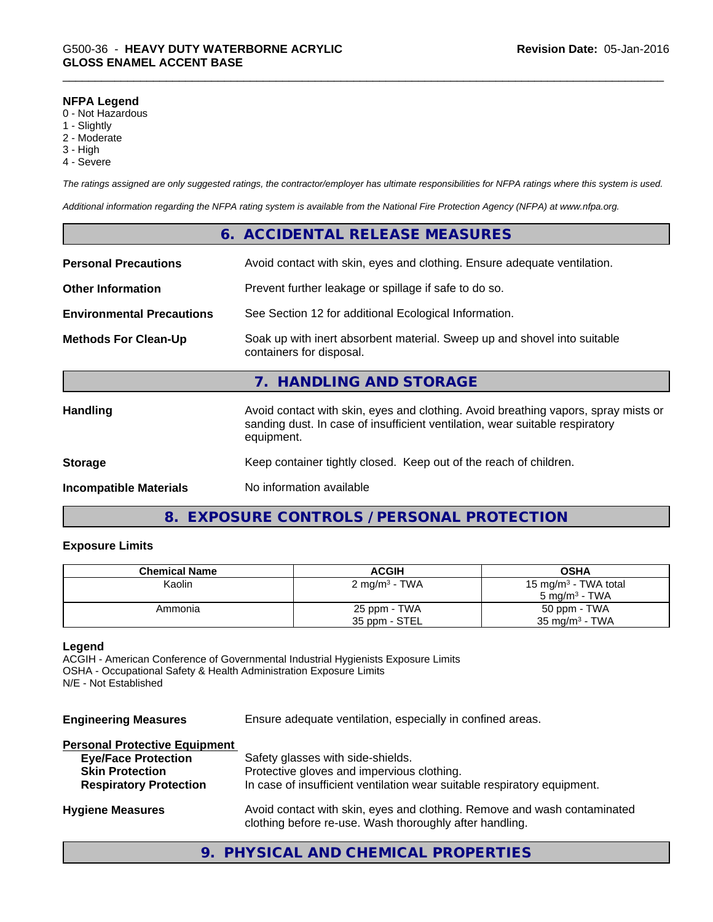**NFPA Legend**
0 - Not Hazardous
1 - Slightly
2 - Moderate
3 - High
4 - Severe

*The ratings assigned are only suggested ratings, the contractor/employer has ultimate responsibilities for NFPA ratings where this system is used.*

*Additional information regarding the NFPA rating system is available from the National Fire Protection Agency (NFPA) at www.nfpa.org.*

## 6. ACCIDENTAL RELEASE MEASURES

**Personal Precautions** — Avoid contact with skin, eyes and clothing. Ensure adequate ventilation.

**Other Information** — Prevent further leakage or spillage if safe to do so.

**Environmental Precautions** — See Section 12 for additional Ecological Information.

**Methods For Clean-Up** — Soak up with inert absorbent material. Sweep up and shovel into suitable containers for disposal.

## 7. HANDLING AND STORAGE

**Handling** — Avoid contact with skin, eyes and clothing. Avoid breathing vapors, spray mists or sanding dust. In case of insufficient ventilation, wear suitable respiratory equipment.

**Storage** — Keep container tightly closed. Keep out of the reach of children.

**Incompatible Materials** — No information available

## 8. EXPOSURE CONTROLS / PERSONAL PROTECTION

### Exposure Limits

| Chemical Name | ACGIH | OSHA |
|---|---|---|
| Kaolin | 2 mg/m³ - TWA | 15 mg/m³ - TWA total<br>5 mg/m³ - TWA |
| Ammonia | 25 ppm - TWA<br>35 ppm - STEL | 50 ppm - TWA<br>35 mg/m³ - TWA |

**Legend**
ACGIH - American Conference of Governmental Industrial Hygienists Exposure Limits
OSHA - Occupational Safety & Health Administration Exposure Limits
N/E - Not Established

**Engineering Measures** — Ensure adequate ventilation, especially in confined areas.

**Personal Protective Equipment**
- **Eye/Face Protection** — Safety glasses with side-shields.
- **Skin Protection** — Protective gloves and impervious clothing.
- **Respiratory Protection** — In case of insufficient ventilation wear suitable respiratory equipment.

**Hygiene Measures** — Avoid contact with skin, eyes and clothing. Remove and wash contaminated clothing before re-use. Wash thoroughly after handling.

## 9. PHYSICAL AND CHEMICAL PROPERTIES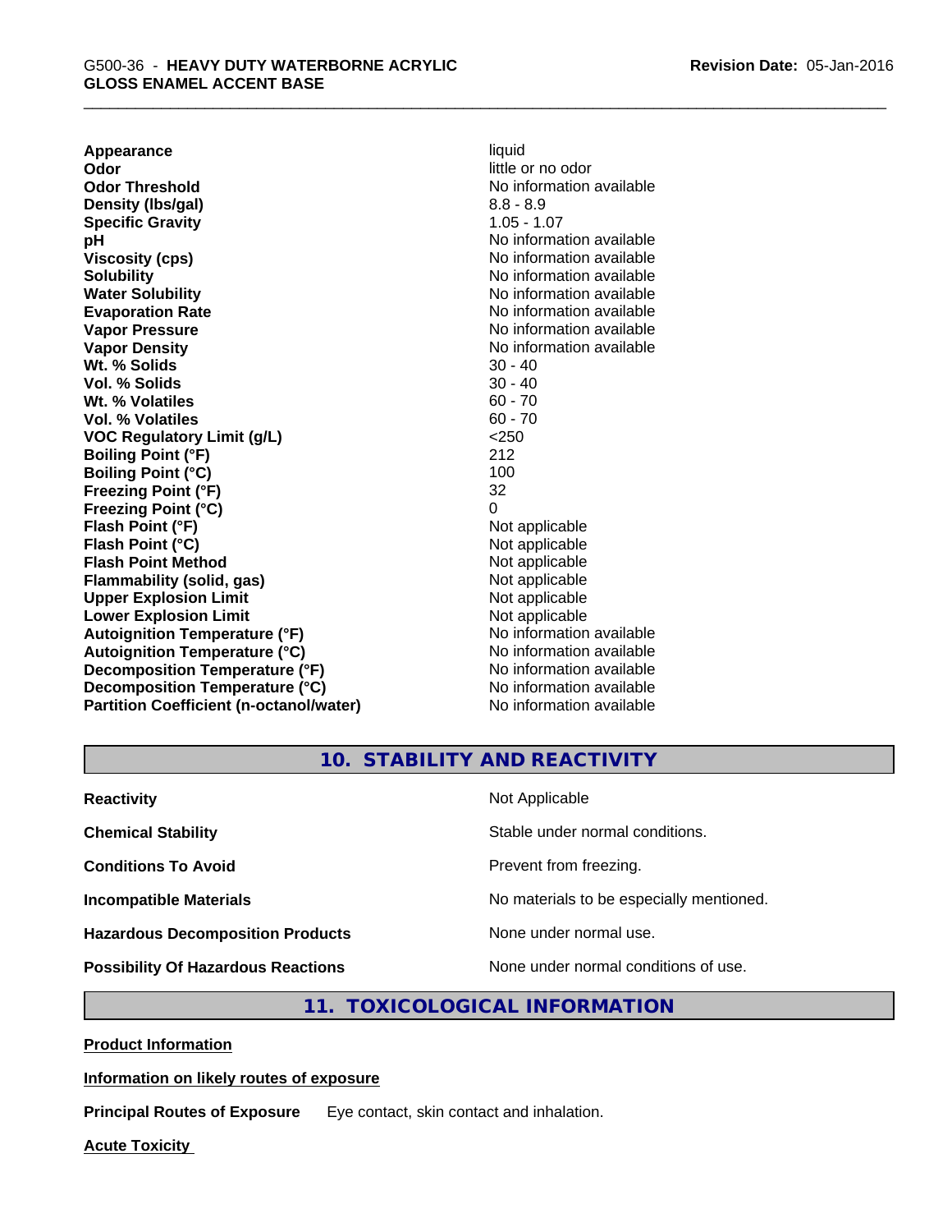| | |
|---|---|
| **Appearance** | liquid |
| **Odor** | little or no odor |
| **Odor Threshold** | No information available |
| **Density (lbs/gal)** | 8.8 - 8.9 |
| **Specific Gravity** | 1.05 - 1.07 |
| **pH** | No information available |
| **Viscosity (cps)** | No information available |
| **Solubility** | No information available |
| **Water Solubility** | No information available |
| **Evaporation Rate** | No information available |
| **Vapor Pressure** | No information available |
| **Vapor Density** | No information available |
| **Wt. % Solids** | 30 - 40 |
| **Vol. % Solids** | 30 - 40 |
| **Wt. % Volatiles** | 60 - 70 |
| **Vol. % Volatiles** | 60 - 70 |
| **VOC Regulatory Limit (g/L)** | <250 |
| **Boiling Point (°F)** | 212 |
| **Boiling Point (°C)** | 100 |
| **Freezing Point (°F)** | 32 |
| **Freezing Point (°C)** | 0 |
| **Flash Point (°F)** | Not applicable |
| **Flash Point (°C)** | Not applicable |
| **Flash Point Method** | Not applicable |
| **Flammability (solid, gas)** | Not applicable |
| **Upper Explosion Limit** | Not applicable |
| **Lower Explosion Limit** | Not applicable |
| **Autoignition Temperature (°F)** | No information available |
| **Autoignition Temperature (°C)** | No information available |
| **Decomposition Temperature (°F)** | No information available |
| **Decomposition Temperature (°C)** | No information available |
| **Partition Coefficient (n-octanol/water)** | No information available |

## 10. STABILITY AND REACTIVITY

| | |
|---|---|
| **Reactivity** | Not Applicable |
| **Chemical Stability** | Stable under normal conditions. |
| **Conditions To Avoid** | Prevent from freezing. |
| **Incompatible Materials** | No materials to be especially mentioned. |
| **Hazardous Decomposition Products** | None under normal use. |
| **Possibility Of Hazardous Reactions** | None under normal conditions of use. |

## 11. TOXICOLOGICAL INFORMATION

**Product Information**

**Information on likely routes of exposure**

**Principal Routes of Exposure** Eye contact, skin contact and inhalation.

**Acute Toxicity**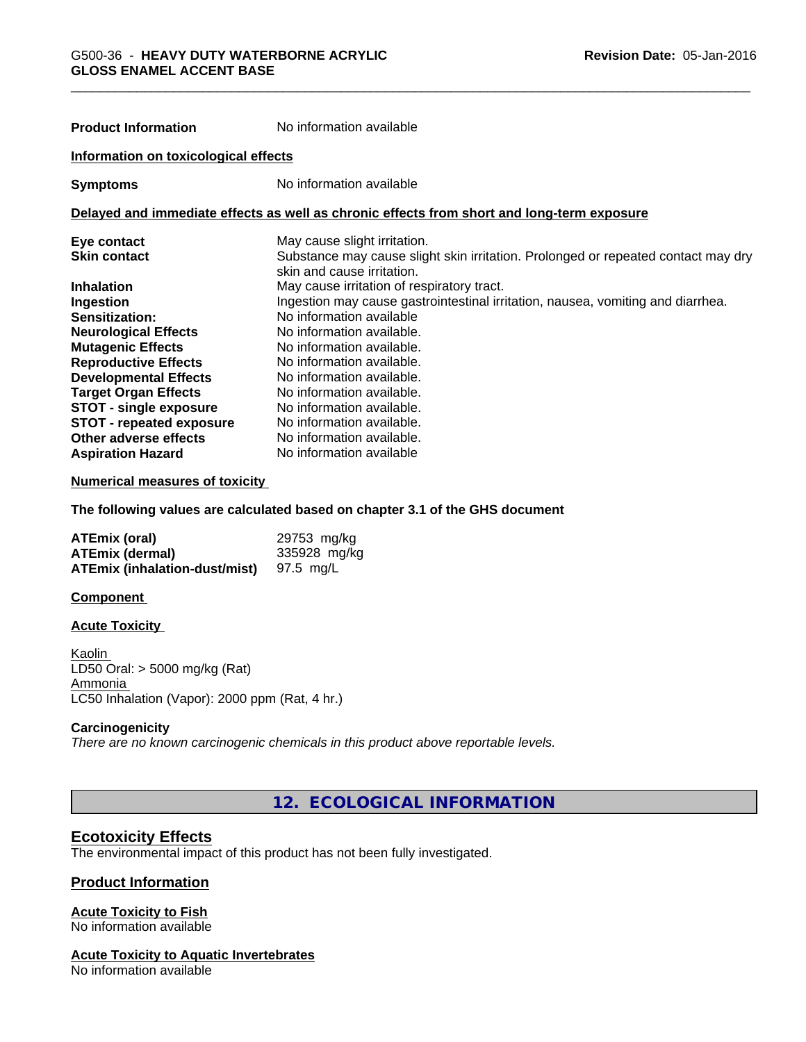| | |
|---|---|
| **Product Information** | No information available |

**Information on toxicological effects**

| | |
|---|---|
| **Symptoms** | No information available |

**Delayed and immediate effects as well as chronic effects from short and long-term exposure**

| | |
|---|---|
| **Eye contact** | May cause slight irritation. |
| **Skin contact** | Substance may cause slight skin irritation. Prolonged or repeated contact may dry skin and cause irritation. |
| **Inhalation** | May cause irritation of respiratory tract. |
| **Ingestion** | Ingestion may cause gastrointestinal irritation, nausea, vomiting and diarrhea. |
| **Sensitization:** | No information available |
| **Neurological Effects** | No information available. |
| **Mutagenic Effects** | No information available. |
| **Reproductive Effects** | No information available. |
| **Developmental Effects** | No information available. |
| **Target Organ Effects** | No information available. |
| **STOT - single exposure** | No information available. |
| **STOT - repeated exposure** | No information available. |
| **Other adverse effects** | No information available. |
| **Aspiration Hazard** | No information available |

**Numerical measures of toxicity**

**The following values are calculated based on chapter 3.1 of the GHS document**

| | |
|---|---|
| **ATEmix (oral)** | 29753 mg/kg |
| **ATEmix (dermal)** | 335928 mg/kg |
| **ATEmix (inhalation-dust/mist)** | 97.5 mg/L |

**Component**

**Acute Toxicity**

Kaolin
LD50 Oral: > 5000 mg/kg (Rat)
Ammonia
LC50 Inhalation (Vapor): 2000 ppm (Rat, 4 hr.)

**Carcinogenicity**
*There are no known carcinogenic chemicals in this product above reportable levels.*

## 12. ECOLOGICAL INFORMATION

### Ecotoxicity Effects
The environmental impact of this product has not been fully investigated.

### Product Information

**Acute Toxicity to Fish**
No information available

**Acute Toxicity to Aquatic Invertebrates**
No information available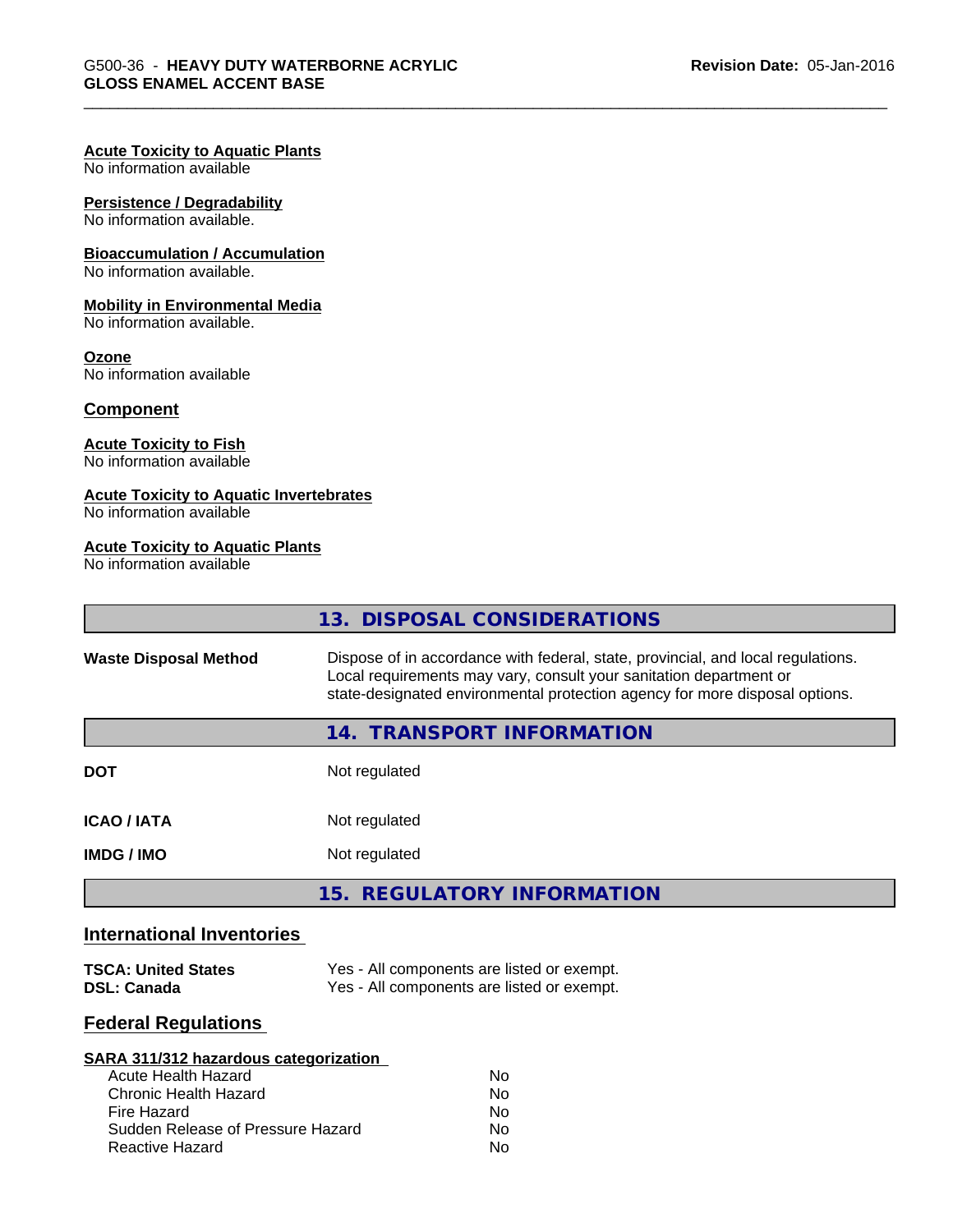**Acute Toxicity to Aquatic Plants**
No information available

**Persistence / Degradability**
No information available.

**Bioaccumulation / Accumulation**
No information available.

**Mobility in Environmental Media**
No information available.

**Ozone**
No information available

## Component

**Acute Toxicity to Fish**
No information available

**Acute Toxicity to Aquatic Invertebrates**
No information available

**Acute Toxicity to Aquatic Plants**
No information available

## 13. DISPOSAL CONSIDERATIONS

**Waste Disposal Method** Dispose of in accordance with federal, state, provincial, and local regulations. Local requirements may vary, consult your sanitation department or state-designated environmental protection agency for more disposal options.

## 14. TRANSPORT INFORMATION

| | |
|---|---|
| **DOT** | Not regulated |
| **ICAO / IATA** | Not regulated |
| **IMDG / IMO** | Not regulated |

## 15. REGULATORY INFORMATION

### International Inventories

| | |
|---|---|
| **TSCA: United States** | Yes - All components are listed or exempt. |
| **DSL: Canada** | Yes - All components are listed or exempt. |

### Federal Regulations

**SARA 311/312 hazardous categorization**

| | |
|---|---|
| Acute Health Hazard | No |
| Chronic Health Hazard | No |
| Fire Hazard | No |
| Sudden Release of Pressure Hazard | No |
| Reactive Hazard | No |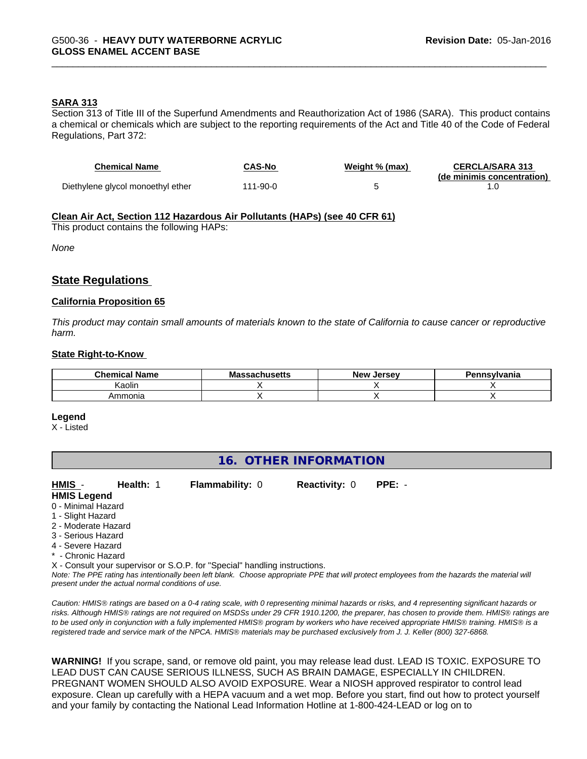#### SARA 313

Section 313 of Title III of the Superfund Amendments and Reauthorization Act of 1986 (SARA). This product contains a chemical or chemicals which are subject to the reporting requirements of the Act and Title 40 of the Code of Federal Regulations, Part 372:

| Chemical Name | CAS-No | Weight % (max) | CERCLA/SARA 313 (de minimis concentration) |
|---|---|---|---|
| Diethylene glycol monoethyl ether | 111-90-0 | 5 | 1.0 |

#### Clean Air Act, Section 112 Hazardous Air Pollutants (HAPs) (see 40 CFR 61)

This product contains the following HAPs:

*None*

## State Regulations

#### California Proposition 65

*This product may contain small amounts of materials known to the state of California to cause cancer or reproductive harm.*

#### State Right-to-Know

| Chemical Name | Massachusetts | New Jersey | Pennsylvania |
|---|---|---|---|
| Kaolin | X | X | X |
| Ammonia | X | X | X |

**Legend**

X - Listed

## 16. OTHER INFORMATION

**HMIS** - **Health:** 1 **Flammability:** 0 **Reactivity:** 0 **PPE:** -

**HMIS Legend**

0 - Minimal Hazard
1 - Slight Hazard
2 - Moderate Hazard
3 - Serious Hazard
4 - Severe Hazard
* - Chronic Hazard
X - Consult your supervisor or S.O.P. for "Special" handling instructions.

*Note: The PPE rating has intentionally been left blank. Choose appropriate PPE that will protect employees from the hazards the material will present under the actual normal conditions of use.*

*Caution: HMIS® ratings are based on a 0-4 rating scale, with 0 representing minimal hazards or risks, and 4 representing significant hazards or risks. Although HMIS® ratings are not required on MSDSs under 29 CFR 1910.1200, the preparer, has chosen to provide them. HMIS® ratings are to be used only in conjunction with a fully implemented HMIS® program by workers who have received appropriate HMIS® training. HMIS® is a registered trade and service mark of the NPCA. HMIS® materials may be purchased exclusively from J. J. Keller (800) 327-6868.*

**WARNING!** If you scrape, sand, or remove old paint, you may release lead dust. LEAD IS TOXIC. EXPOSURE TO LEAD DUST CAN CAUSE SERIOUS ILLNESS, SUCH AS BRAIN DAMAGE, ESPECIALLY IN CHILDREN. PREGNANT WOMEN SHOULD ALSO AVOID EXPOSURE. Wear a NIOSH approved respirator to control lead exposure. Clean up carefully with a HEPA vacuum and a wet mop. Before you start, find out how to protect yourself and your family by contacting the National Lead Information Hotline at 1-800-424-LEAD or log on to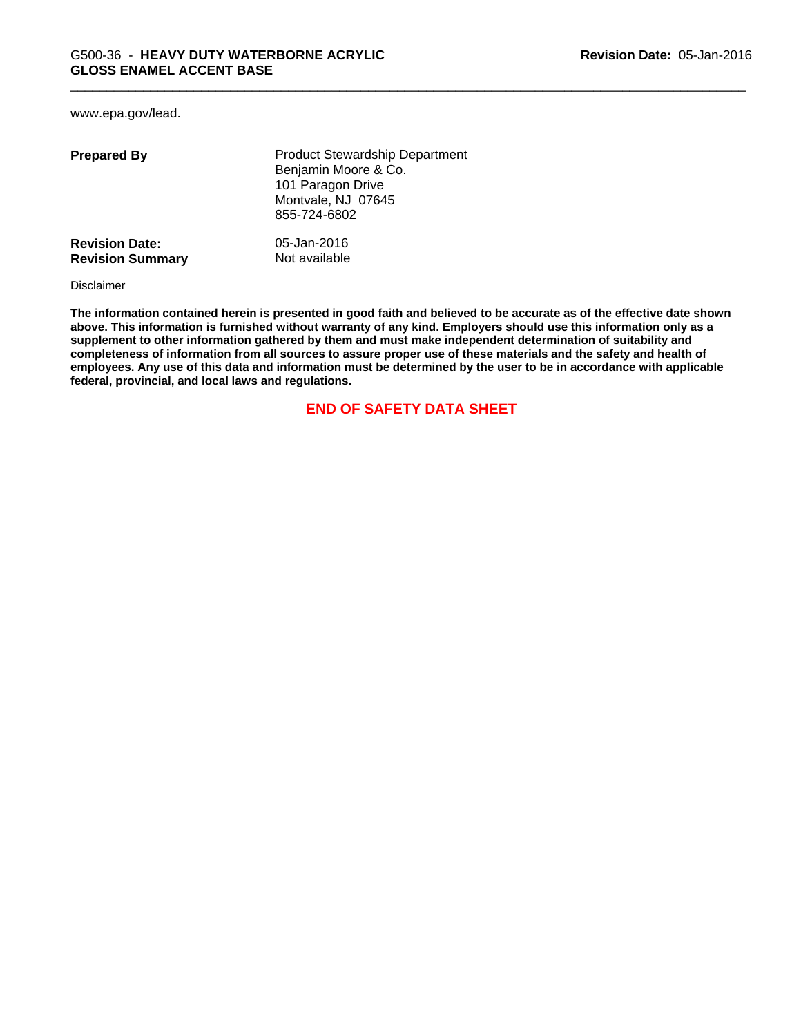www.epa.gov/lead.

| | |
|---|---|
| **Prepared By** | Product Stewardship Department<br>Benjamin Moore & Co.<br>101 Paragon Drive<br>Montvale, NJ 07645<br>855-724-6802 |
| **Revision Date:** | 05-Jan-2016 |
| **Revision Summary** | Not available |

Disclaimer

**The information contained herein is presented in good faith and believed to be accurate as of the effective date shown above. This information is furnished without warranty of any kind. Employers should use this information only as a supplement to other information gathered by them and must make independent determination of suitability and completeness of information from all sources to assure proper use of these materials and the safety and health of employees. Any use of this data and information must be determined by the user to be in accordance with applicable federal, provincial, and local laws and regulations.**

**END OF SAFETY DATA SHEET**